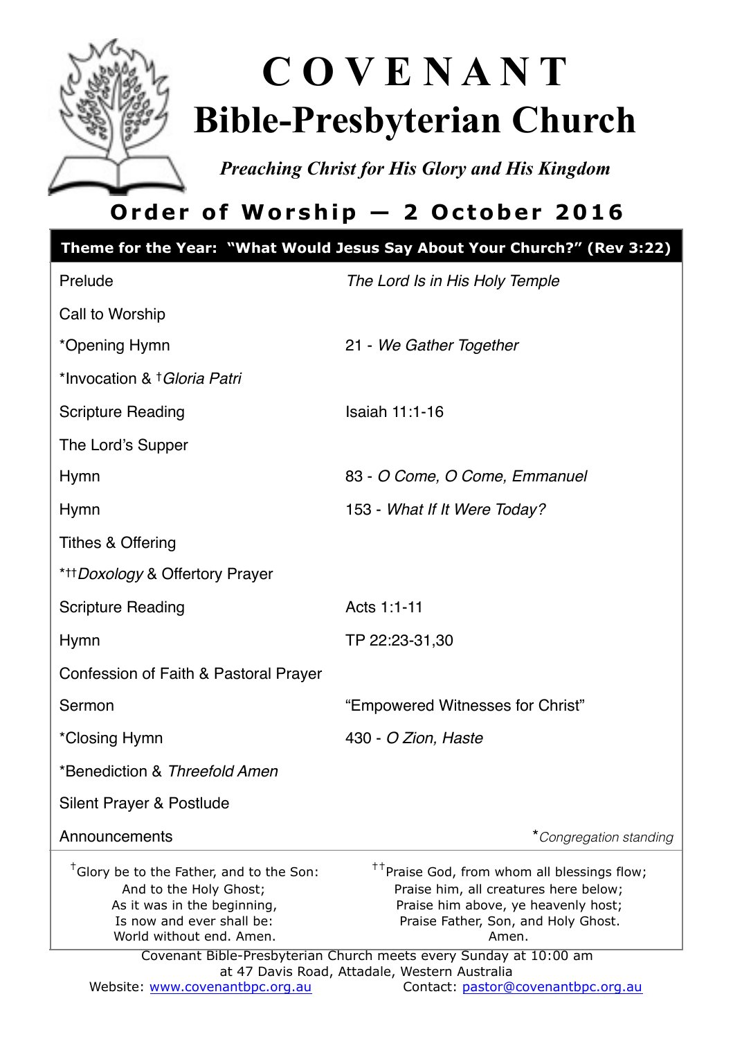# COVENANT
# Bible-Presbyterian Church

*Preaching Christ for His Glory and His Kingdom*

## Order of Worship — 2 October 2016

**Theme for the Year: "What Would Jesus Say About Your Church?" (Rev 3:22)**

| | |
|---|---|
| Prelude | *The Lord Is in His Holy Temple* |
| Call to Worship | |
| *Opening Hymn | 21 - *We Gather Together* |
| *Invocation & †*Gloria Patri* | |
| Scripture Reading | Isaiah 11:1-16 |
| The Lord's Supper | |
| Hymn | 83 - *O Come, O Come, Emmanuel* |
| Hymn | 153 - *What If It Were Today?* |
| Tithes & Offering | |
| *††*Doxology* & Offertory Prayer | |
| Scripture Reading | Acts 1:1-11 |
| Hymn | TP 22:23-31,30 |
| Confession of Faith & Pastoral Prayer | |
| Sermon | "Empowered Witnesses for Christ" |
| *Closing Hymn | 430 - *O Zion, Haste* |
| *Benediction & *Threefold Amen* | |
| Silent Prayer & Postlude | |
| Announcements | **Congregation standing* |

†Glory be to the Father, and to the Son:
And to the Holy Ghost;
As it was in the beginning,
Is now and ever shall be:
World without end. Amen.

††Praise God, from whom all blessings flow;
Praise him, all creatures here below;
Praise him above, ye heavenly host;
Praise Father, Son, and Holy Ghost.
Amen.

Covenant Bible-Presbyterian Church meets every Sunday at 10:00 am
at 47 Davis Road, Attadale, Western Australia

Website: www.covenantbpc.org.au Contact: pastor@covenantbpc.org.au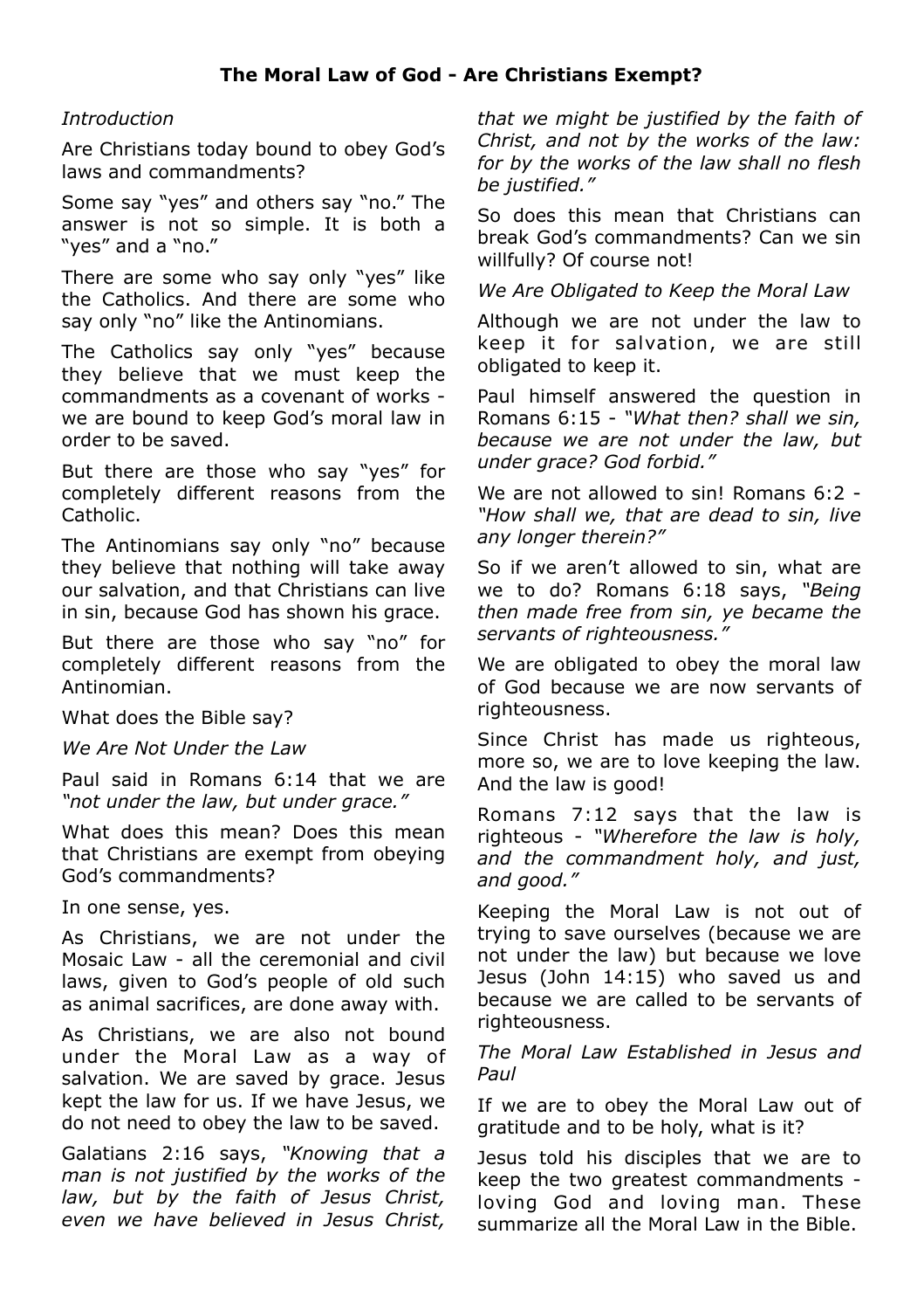# The Moral Law of God - Are Christians Exempt?

*Introduction*

Are Christians today bound to obey God's laws and commandments?

Some say "yes" and others say "no." The answer is not so simple. It is both a "yes" and a "no."

There are some who say only "yes" like the Catholics. And there are some who say only "no" like the Antinomians.

The Catholics say only "yes" because they believe that we must keep the commandments as a covenant of works - we are bound to keep God's moral law in order to be saved.

But there are those who say "yes" for completely different reasons from the Catholic.

The Antinomians say only "no" because they believe that nothing will take away our salvation, and that Christians can live in sin, because God has shown his grace.

But there are those who say "no" for completely different reasons from the Antinomian.

What does the Bible say?

*We Are Not Under the Law*

Paul said in Romans 6:14 that we are *"not under the law, but under grace."*

What does this mean? Does this mean that Christians are exempt from obeying God's commandments?

In one sense, yes.

As Christians, we are not under the Mosaic Law - all the ceremonial and civil laws, given to God's people of old such as animal sacrifices, are done away with.

As Christians, we are also not bound under the Moral Law as a way of salvation. We are saved by grace. Jesus kept the law for us. If we have Jesus, we do not need to obey the law to be saved.

Galatians 2:16 says, *"Knowing that a man is not justified by the works of the law, but by the faith of Jesus Christ, even we have believed in Jesus Christ, that we might be justified by the faith of Christ, and not by the works of the law: for by the works of the law shall no flesh be justified."*

So does this mean that Christians can break God's commandments? Can we sin willfully? Of course not!

*We Are Obligated to Keep the Moral Law*

Although we are not under the law to keep it for salvation, we are still obligated to keep it.

Paul himself answered the question in Romans 6:15 - *"What then? shall we sin, because we are not under the law, but under grace? God forbid."*

We are not allowed to sin! Romans 6:2 - *"How shall we, that are dead to sin, live any longer therein?"*

So if we aren't allowed to sin, what are we to do? Romans 6:18 says, *"Being then made free from sin, ye became the servants of righteousness."*

We are obligated to obey the moral law of God because we are now servants of righteousness.

Since Christ has made us righteous, more so, we are to love keeping the law. And the law is good!

Romans 7:12 says that the law is righteous - *"Wherefore the law is holy, and the commandment holy, and just, and good."*

Keeping the Moral Law is not out of trying to save ourselves (because we are not under the law) but because we love Jesus (John 14:15) who saved us and because we are called to be servants of righteousness.

*The Moral Law Established in Jesus and Paul*

If we are to obey the Moral Law out of gratitude and to be holy, what is it?

Jesus told his disciples that we are to keep the two greatest commandments - loving God and loving man. These summarize all the Moral Law in the Bible.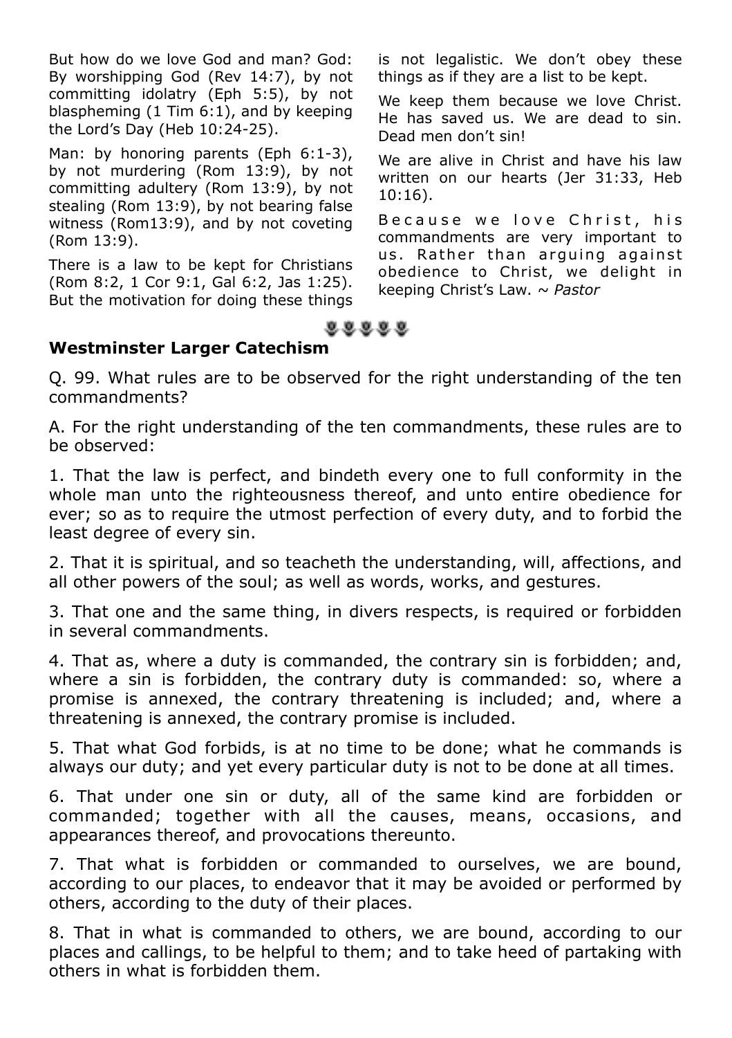But how do we love God and man? God: By worshipping God (Rev 14:7), by not committing idolatry (Eph 5:5), by not blaspheming (1 Tim 6:1), and by keeping the Lord's Day (Heb 10:24-25).

Man: by honoring parents (Eph 6:1-3), by not murdering (Rom 13:9), by not committing adultery (Rom 13:9), by not stealing (Rom 13:9), by not bearing false witness (Rom13:9), and by not coveting (Rom 13:9).

There is a law to be kept for Christians (Rom 8:2, 1 Cor 9:1, Gal 6:2, Jas 1:25). But the motivation for doing these things is not legalistic. We don't obey these things as if they are a list to be kept.

We keep them because we love Christ. He has saved us. We are dead to sin. Dead men don't sin!

We are alive in Christ and have his law written on our hearts (Jer 31:33, Heb 10:16).

Because we love Christ, his commandments are very important to us. Rather than arguing against obedience to Christ, we delight in keeping Christ's Law. ~ *Pastor*

## Westminster Larger Catechism

Q. 99. What rules are to be observed for the right understanding of the ten commandments?

A. For the right understanding of the ten commandments, these rules are to be observed:

1. That the law is perfect, and bindeth every one to full conformity in the whole man unto the righteousness thereof, and unto entire obedience for ever; so as to require the utmost perfection of every duty, and to forbid the least degree of every sin.

2. That it is spiritual, and so teacheth the understanding, will, affections, and all other powers of the soul; as well as words, works, and gestures.

3. That one and the same thing, in divers respects, is required or forbidden in several commandments.

4. That as, where a duty is commanded, the contrary sin is forbidden; and, where a sin is forbidden, the contrary duty is commanded: so, where a promise is annexed, the contrary threatening is included; and, where a threatening is annexed, the contrary promise is included.

5. That what God forbids, is at no time to be done; what he commands is always our duty; and yet every particular duty is not to be done at all times.

6. That under one sin or duty, all of the same kind are forbidden or commanded; together with all the causes, means, occasions, and appearances thereof, and provocations thereunto.

7. That what is forbidden or commanded to ourselves, we are bound, according to our places, to endeavor that it may be avoided or performed by others, according to the duty of their places.

8. That in what is commanded to others, we are bound, according to our places and callings, to be helpful to them; and to take heed of partaking with others in what is forbidden them.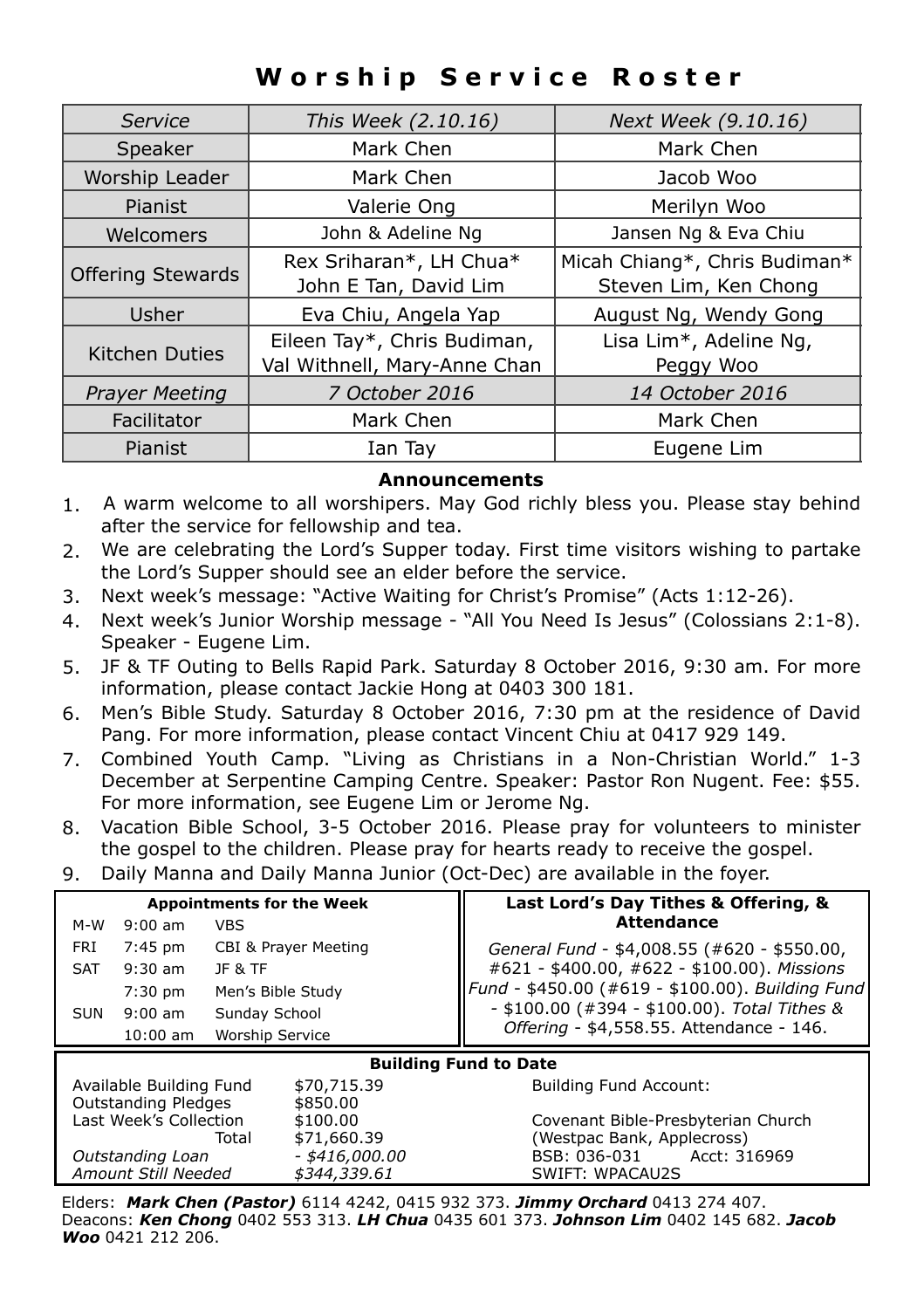## Worship Service Roster

| *Service* | *This Week (2.10.16)* | *Next Week (9.10.16)* |
|---|---|---|
| Speaker | Mark Chen | Mark Chen |
| Worship Leader | Mark Chen | Jacob Woo |
| Pianist | Valerie Ong | Merilyn Woo |
| Welcomers | John & Adeline Ng | Jansen Ng & Eva Chiu |
| Offering Stewards | Rex Sriharan*, LH Chua* John E Tan, David Lim | Micah Chiang*, Chris Budiman* Steven Lim, Ken Chong |
| Usher | Eva Chiu, Angela Yap | August Ng, Wendy Gong |
| Kitchen Duties | Eileen Tay*, Chris Budiman, Val Withnell, Mary-Anne Chan | Lisa Lim*, Adeline Ng, Peggy Woo |
| *Prayer Meeting* | *7 October 2016* | *14 October 2016* |
| Facilitator | Mark Chen | Mark Chen |
| Pianist | Ian Tay | Eugene Lim |

### Announcements

1. A warm welcome to all worshipers. May God richly bless you. Please stay behind after the service for fellowship and tea.
2. We are celebrating the Lord's Supper today. First time visitors wishing to partake the Lord's Supper should see an elder before the service.
3. Next week's message: "Active Waiting for Christ's Promise" (Acts 1:12-26).
4. Next week's Junior Worship message - "All You Need Is Jesus" (Colossians 2:1-8). Speaker - Eugene Lim.
5. JF & TF Outing to Bells Rapid Park. Saturday 8 October 2016, 9:30 am. For more information, please contact Jackie Hong at 0403 300 181.
6. Men's Bible Study. Saturday 8 October 2016, 7:30 pm at the residence of David Pang. For more information, please contact Vincent Chiu at 0417 929 149.
7. Combined Youth Camp. "Living as Christians in a Non-Christian World." 1-3 December at Serpentine Camping Centre. Speaker: Pastor Ron Nugent. Fee: $55. For more information, see Eugene Lim or Jerome Ng.
8. Vacation Bible School, 3-5 October 2016. Please pray for volunteers to minister the gospel to the children. Please pray for hearts ready to receive the gospel.
9. Daily Manna and Daily Manna Junior (Oct-Dec) are available in the foyer.

**Appointments for the Week**

| | | |
|---|---|---|
| M-W | 9:00 am | VBS |
| FRI | 7:45 pm | CBI & Prayer Meeting |
| SAT | 9:30 am | JF & TF |
| | 7:30 pm | Men's Bible Study |
| SUN | 9:00 am | Sunday School |
| | 10:00 am | Worship Service |

**Last Lord's Day Tithes & Offering, & Attendance**

*General Fund* - $4,008.55 (#620 - $550.00, #621 - $400.00, #622 - $100.00). *Missions Fund* - $450.00 (#619 - $100.00). *Building Fund* - $100.00 (#394 - $100.00). *Total Tithes & Offering* - $4,558.55. Attendance - 146.

**Building Fund to Date**

| | |
|---|---|
| Available Building Fund | $70,715.39 |
| Outstanding Pledges | $850.00 |
| Last Week's Collection | $100.00 |
| Total | $71,660.39 |
| *Outstanding Loan* | *- $416,000.00* |
| *Amount Still Needed* | *$344,339.61* |

Building Fund Account:
Covenant Bible-Presbyterian Church
(Westpac Bank, Applecross)
BSB: 036-031 Acct: 316969
SWIFT: WPACAU2S

Elders: ***Mark Chen (Pastor)*** 6114 4242, 0415 932 373. ***Jimmy Orchard*** 0413 274 407.
Deacons: ***Ken Chong*** 0402 553 313. ***LH Chua*** 0435 601 373. ***Johnson Lim*** 0402 145 682. ***Jacob Woo*** 0421 212 206.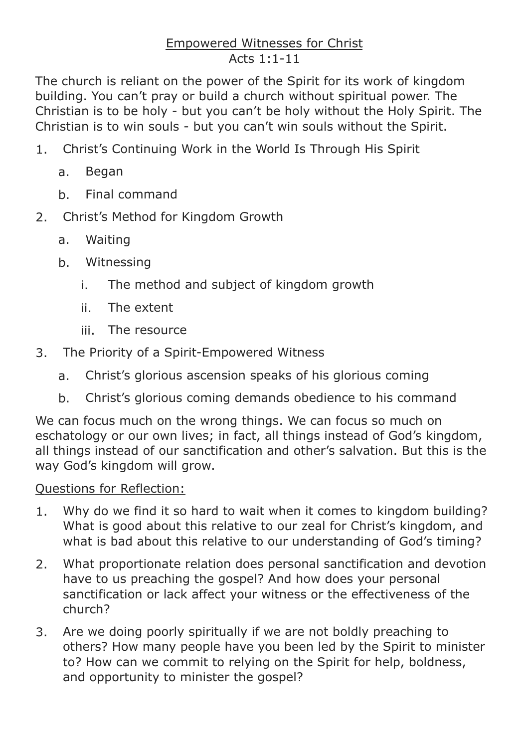# Empowered Witnesses for Christ

## Acts 1:1-11

The church is reliant on the power of the Spirit for its work of kingdom building. You can't pray or build a church without spiritual power. The Christian is to be holy - but you can't be holy without the Holy Spirit. The Christian is to win souls - but you can't win souls without the Spirit.

1. Christ's Continuing Work in the World Is Through His Spirit
   a. Began
   b. Final command
2. Christ's Method for Kingdom Growth
   a. Waiting
   b. Witnessing
      i. The method and subject of kingdom growth
      ii. The extent
      iii. The resource
3. The Priority of a Spirit-Empowered Witness
   a. Christ's glorious ascension speaks of his glorious coming
   b. Christ's glorious coming demands obedience to his command

We can focus much on the wrong things. We can focus so much on eschatology or our own lives; in fact, all things instead of God's kingdom, all things instead of our sanctification and other's salvation. But this is the way God's kingdom will grow.

Questions for Reflection:

1. Why do we find it so hard to wait when it comes to kingdom building? What is good about this relative to our zeal for Christ's kingdom, and what is bad about this relative to our understanding of God's timing?
2. What proportionate relation does personal sanctification and devotion have to us preaching the gospel? And how does your personal sanctification or lack affect your witness or the effectiveness of the church?
3. Are we doing poorly spiritually if we are not boldly preaching to others? How many people have you been led by the Spirit to minister to? How can we commit to relying on the Spirit for help, boldness, and opportunity to minister the gospel?